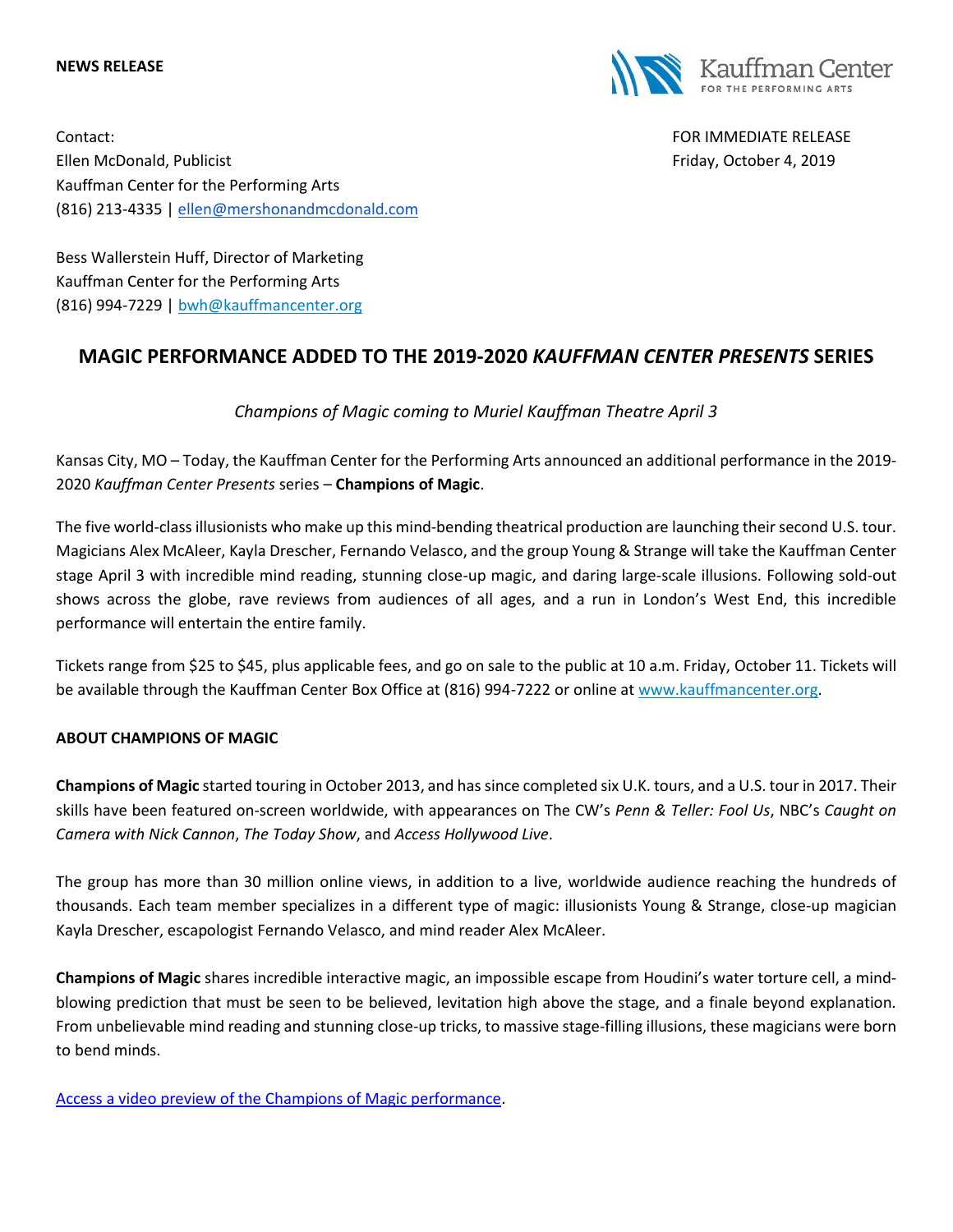**NEWS RELEASE**

Kauffman Center FOR THE PERFORMING ARTS

Contact:
Ellen McDonald, Publicist
Kauffman Center for the Performing Arts
(816) 213-4335 | ellen@mershonandmcdonald.com

FOR IMMEDIATE RELEASE
Friday, October 4, 2019

Bess Wallerstein Huff, Director of Marketing
Kauffman Center for the Performing Arts
(816) 994-7229 | bwh@kauffmancenter.org

# MAGIC PERFORMANCE ADDED TO THE 2019-2020 *KAUFFMAN CENTER PRESENTS* SERIES

*Champions of Magic coming to Muriel Kauffman Theatre April 3*

Kansas City, MO – Today, the Kauffman Center for the Performing Arts announced an additional performance in the 2019-2020 *Kauffman Center Presents* series – **Champions of Magic**.

The five world-class illusionists who make up this mind-bending theatrical production are launching their second U.S. tour. Magicians Alex McAleer, Kayla Drescher, Fernando Velasco, and the group Young & Strange will take the Kauffman Center stage April 3 with incredible mind reading, stunning close-up magic, and daring large-scale illusions. Following sold-out shows across the globe, rave reviews from audiences of all ages, and a run in London's West End, this incredible performance will entertain the entire family.

Tickets range from $25 to $45, plus applicable fees, and go on sale to the public at 10 a.m. Friday, October 11. Tickets will be available through the Kauffman Center Box Office at (816) 994-7222 or online at www.kauffmancenter.org.

**ABOUT CHAMPIONS OF MAGIC**

**Champions of Magic** started touring in October 2013, and has since completed six U.K. tours, and a U.S. tour in 2017. Their skills have been featured on-screen worldwide, with appearances on The CW's *Penn & Teller: Fool Us*, NBC's *Caught on Camera with Nick Cannon*, *The Today Show*, and *Access Hollywood Live*.

The group has more than 30 million online views, in addition to a live, worldwide audience reaching the hundreds of thousands. Each team member specializes in a different type of magic: illusionists Young & Strange, close-up magician Kayla Drescher, escapologist Fernando Velasco, and mind reader Alex McAleer.

**Champions of Magic** shares incredible interactive magic, an impossible escape from Houdini's water torture cell, a mind-blowing prediction that must be seen to be believed, levitation high above the stage, and a finale beyond explanation. From unbelievable mind reading and stunning close-up tricks, to massive stage-filling illusions, these magicians were born to bend minds.

Access a video preview of the Champions of Magic performance.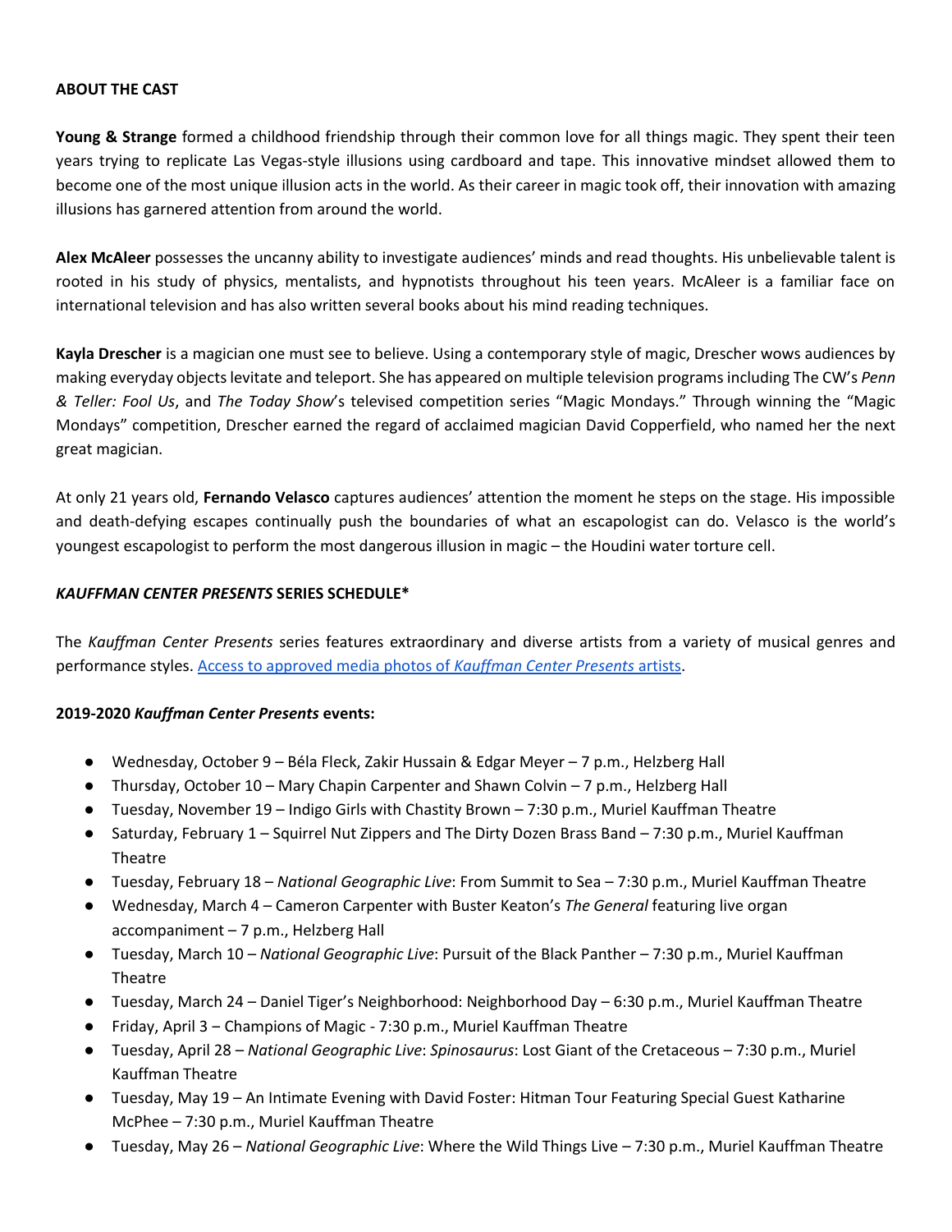**ABOUT THE CAST**

**Young & Strange** formed a childhood friendship through their common love for all things magic. They spent their teen years trying to replicate Las Vegas-style illusions using cardboard and tape. This innovative mindset allowed them to become one of the most unique illusion acts in the world. As their career in magic took off, their innovation with amazing illusions has garnered attention from around the world.

**Alex McAleer** possesses the uncanny ability to investigate audiences' minds and read thoughts. His unbelievable talent is rooted in his study of physics, mentalists, and hypnotists throughout his teen years. McAleer is a familiar face on international television and has also written several books about his mind reading techniques.

**Kayla Drescher** is a magician one must see to believe. Using a contemporary style of magic, Drescher wows audiences by making everyday objects levitate and teleport. She has appeared on multiple television programs including The CW's *Penn & Teller: Fool Us*, and *The Today Show*'s televised competition series "Magic Mondays." Through winning the "Magic Mondays" competition, Drescher earned the regard of acclaimed magician David Copperfield, who named her the next great magician.

At only 21 years old, **Fernando Velasco** captures audiences' attention the moment he steps on the stage. His impossible and death-defying escapes continually push the boundaries of what an escapologist can do. Velasco is the world's youngest escapologist to perform the most dangerous illusion in magic – the Houdini water torture cell.

***KAUFFMAN CENTER PRESENTS* SERIES SCHEDULE***

The *Kauffman Center Presents* series features extraordinary and diverse artists from a variety of musical genres and performance styles. [Access to approved media photos of *Kauffman Center Presents* artists](#).

**2019-2020 *Kauffman Center Presents* events:**

- Wednesday, October 9 – Béla Fleck, Zakir Hussain & Edgar Meyer – 7 p.m., Helzberg Hall
- Thursday, October 10 – Mary Chapin Carpenter and Shawn Colvin – 7 p.m., Helzberg Hall
- Tuesday, November 19 – Indigo Girls with Chastity Brown – 7:30 p.m., Muriel Kauffman Theatre
- Saturday, February 1 – Squirrel Nut Zippers and The Dirty Dozen Brass Band – 7:30 p.m., Muriel Kauffman Theatre
- Tuesday, February 18 – *National Geographic Live*: From Summit to Sea – 7:30 p.m., Muriel Kauffman Theatre
- Wednesday, March 4 – Cameron Carpenter with Buster Keaton's *The General* featuring live organ accompaniment – 7 p.m., Helzberg Hall
- Tuesday, March 10 – *National Geographic Live*: Pursuit of the Black Panther – 7:30 p.m., Muriel Kauffman Theatre
- Tuesday, March 24 – Daniel Tiger's Neighborhood: Neighborhood Day – 6:30 p.m., Muriel Kauffman Theatre
- Friday, April 3 – Champions of Magic - 7:30 p.m., Muriel Kauffman Theatre
- Tuesday, April 28 – *National Geographic Live*: *Spinosaurus*: Lost Giant of the Cretaceous – 7:30 p.m., Muriel Kauffman Theatre
- Tuesday, May 19 – An Intimate Evening with David Foster: Hitman Tour Featuring Special Guest Katharine McPhee – 7:30 p.m., Muriel Kauffman Theatre
- Tuesday, May 26 – *National Geographic Live*: Where the Wild Things Live – 7:30 p.m., Muriel Kauffman Theatre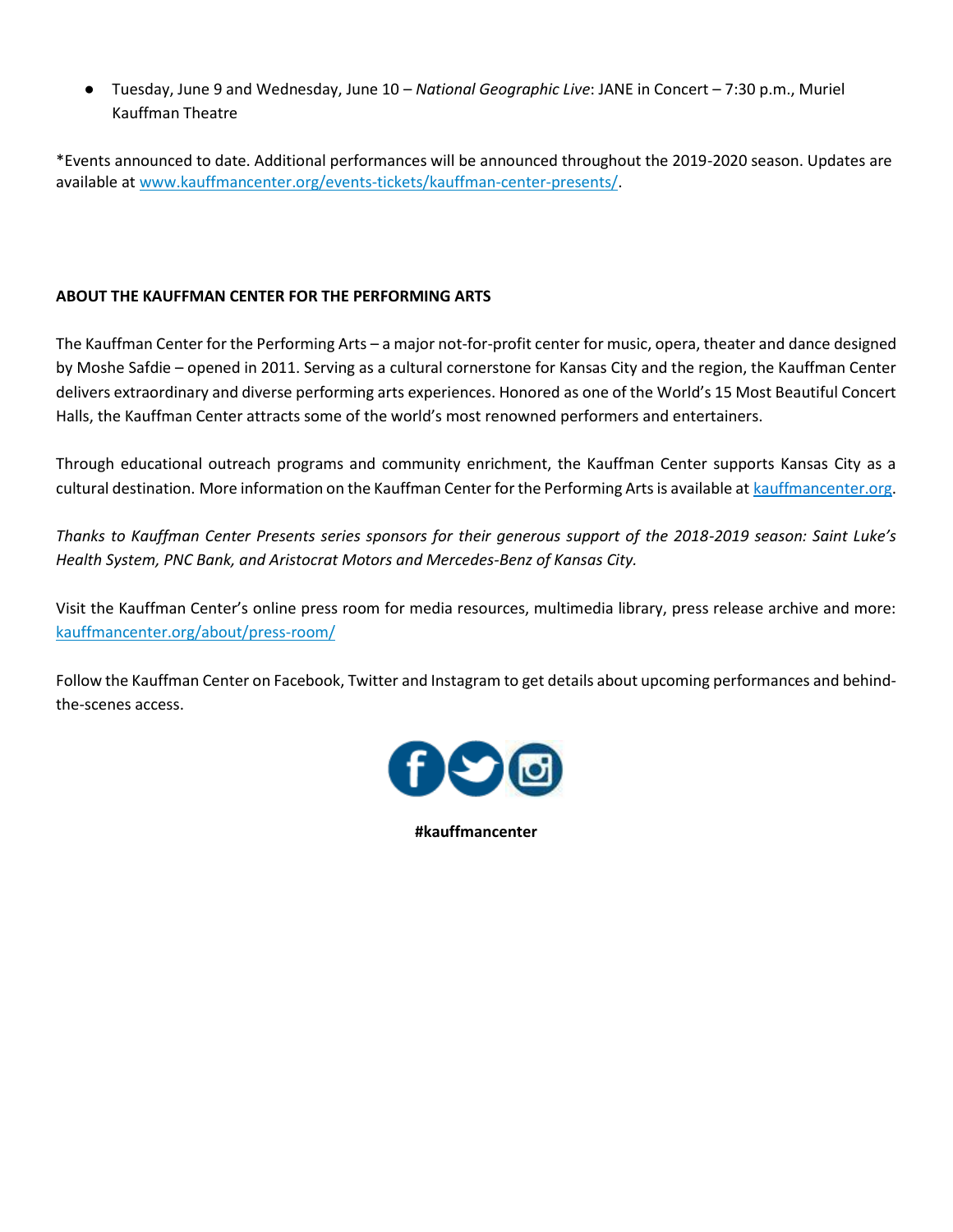- Tuesday, June 9 and Wednesday, June 10 – *National Geographic Live*: JANE in Concert – 7:30 p.m., Muriel Kauffman Theatre

*Events announced to date. Additional performances will be announced throughout the 2019-2020 season. Updates are available at [www.kauffmancenter.org/events-tickets/kauffman-center-presents/](http://www.kauffmancenter.org/events-tickets/kauffman-center-presents/).

**ABOUT THE KAUFFMAN CENTER FOR THE PERFORMING ARTS**

The Kauffman Center for the Performing Arts – a major not-for-profit center for music, opera, theater and dance designed by Moshe Safdie – opened in 2011. Serving as a cultural cornerstone for Kansas City and the region, the Kauffman Center delivers extraordinary and diverse performing arts experiences. Honored as one of the World's 15 Most Beautiful Concert Halls, the Kauffman Center attracts some of the world's most renowned performers and entertainers.

Through educational outreach programs and community enrichment, the Kauffman Center supports Kansas City as a cultural destination. More information on the Kauffman Center for the Performing Arts is available at [kauffmancenter.org](http://kauffmancenter.org).

*Thanks to Kauffman Center Presents series sponsors for their generous support of the 2018-2019 season: Saint Luke's Health System, PNC Bank, and Aristocrat Motors and Mercedes-Benz of Kansas City.*

Visit the Kauffman Center's online press room for media resources, multimedia library, press release archive and more: [kauffmancenter.org/about/press-room/](http://kauffmancenter.org/about/press-room/)

Follow the Kauffman Center on Facebook, Twitter and Instagram to get details about upcoming performances and behind-the-scenes access.

**#kauffmancenter**